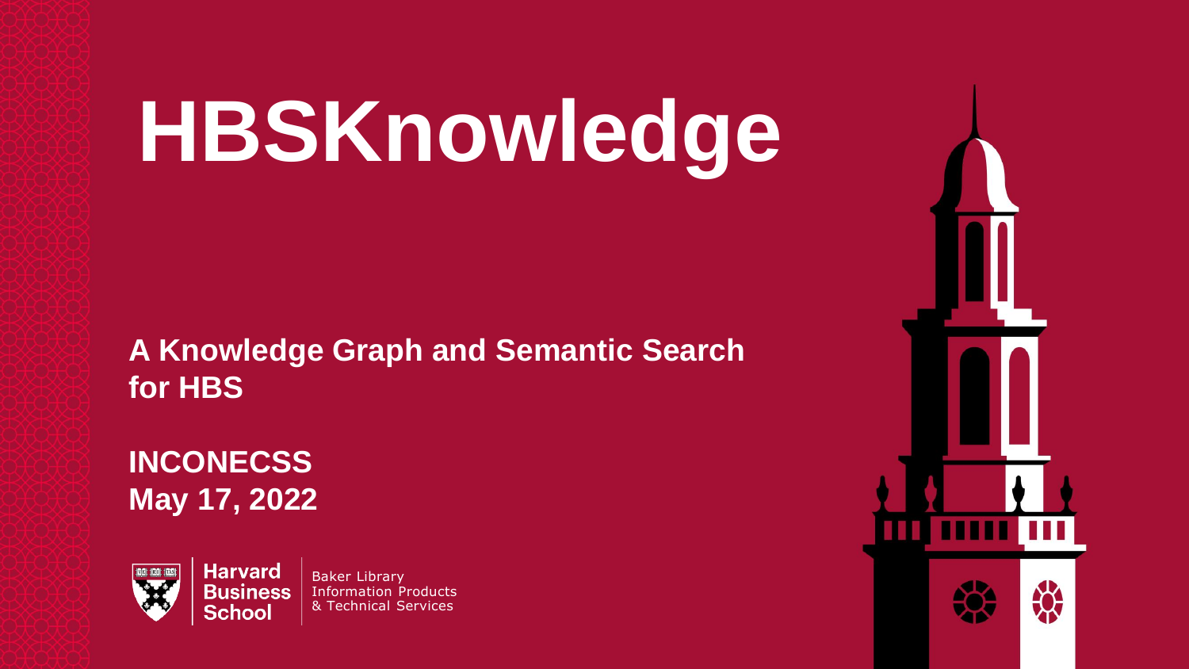# HBSKnowledge

**A Knowledge Graph and Semantic Search for HBS**

**INCONECSS**
**May 17, 2022**

Harvard Business School

Baker Library
Information Products
& Technical Services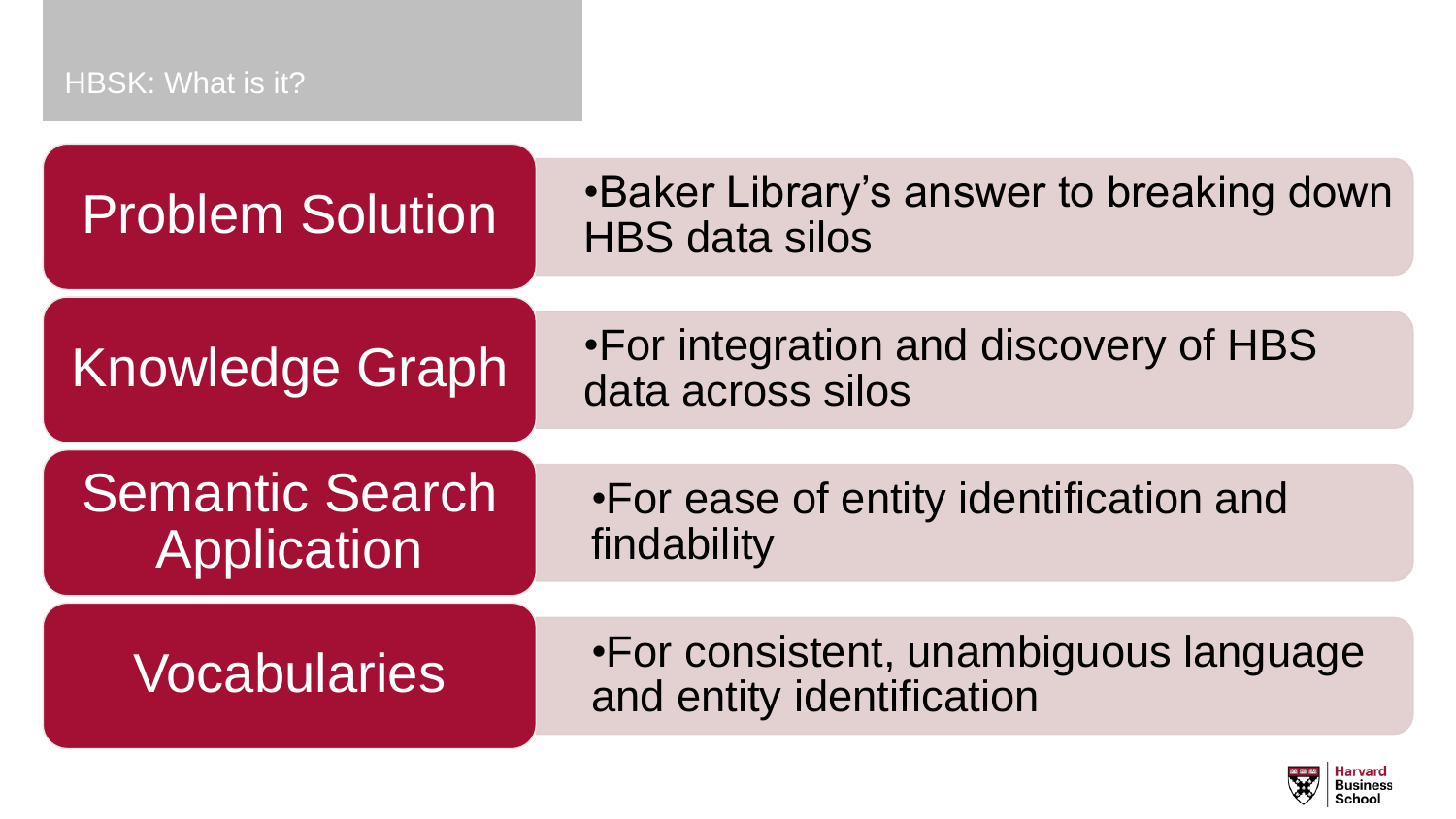# HBSK: What is it?

| | |
|---|---|
| Problem Solution | Baker Library's answer to breaking down HBS data silos |
| Knowledge Graph | For integration and discovery of HBS data across silos |
| Semantic Search Application | For ease of entity identification and findability |
| Vocabularies | For consistent, unambiguous language and entity identification |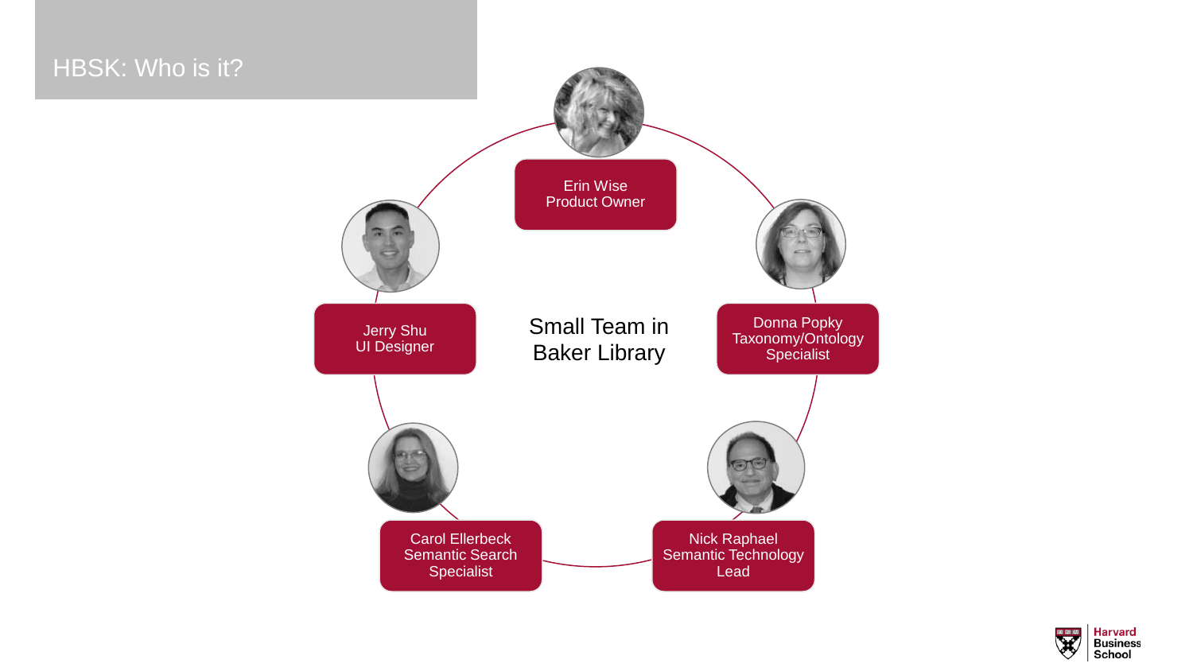# HBSK: Who is it?

Small Team in Baker Library

- Erin Wise  
  Product Owner
- Donna Popky  
  Taxonomy/Ontology Specialist
- Nick Raphael  
  Semantic Technology Lead
- Carol Ellerbeck  
  Semantic Search Specialist
- Jerry Shu  
  UI Designer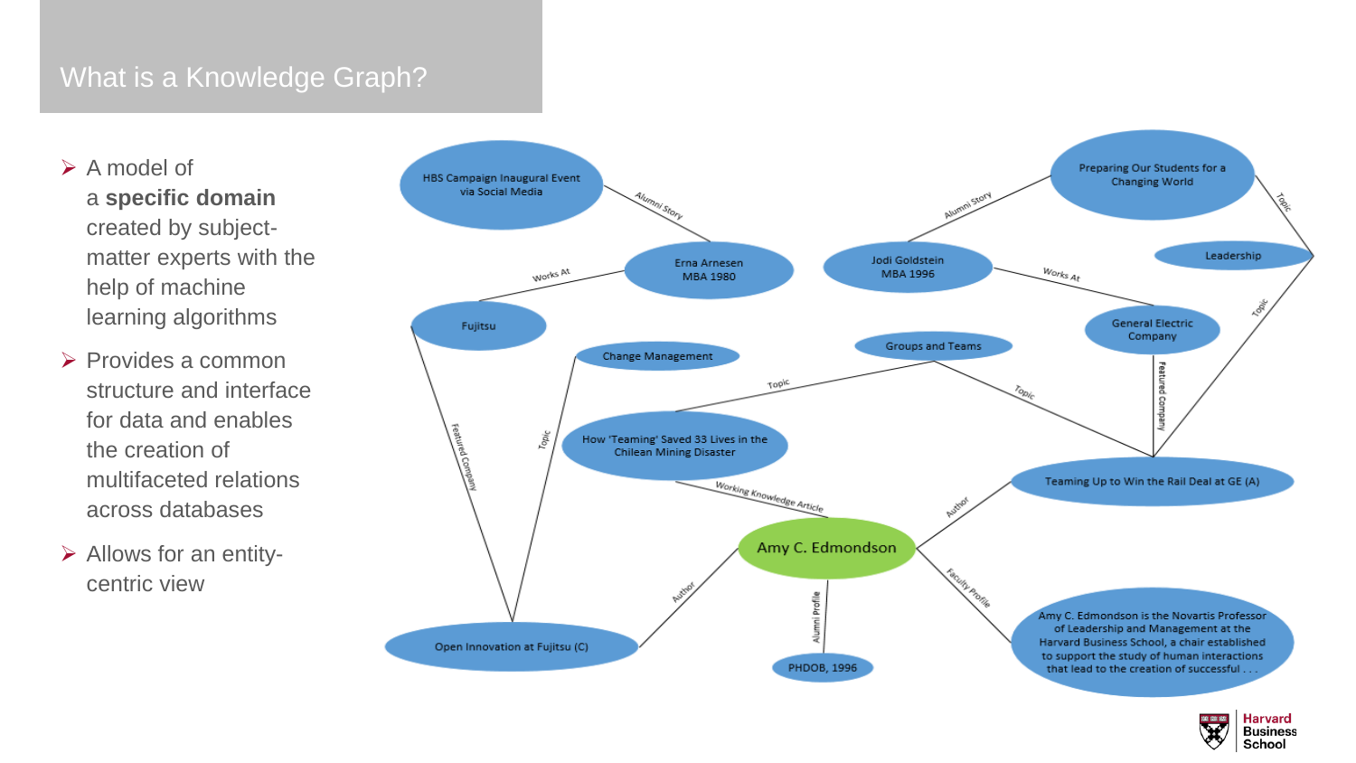# What is a Knowledge Graph?

- A model of a **specific domain** created by subject-matter experts with the help of machine learning algorithms
- Provides a common structure and interface for data and enables the creation of multifaceted relations across databases
- Allows for an entity-centric view

- HBS Campaign Inaugural Event via Social Media — Alumni Story — Erna Arnesen MBA 1980
- Erna Arnesen MBA 1980 — Works At — Fujitsu
- Fujitsu — Featured Company — Open Innovation at Fujitsu (C)
- Change Management — Topic — Open Innovation at Fujitsu (C)
- Preparing Our Students for a Changing World — Alumni Story — Jodi Goldstein MBA 1996
- Jodi Goldstein MBA 1996 — Works At — General Electric Company
- General Electric Company — Featured Company — Teaming Up to Win the Rail Deal at GE (A)
- Preparing Our Students for a Changing World — Topic — Leadership
- Leadership — Topic — Teaming Up to Win the Rail Deal at GE (A)
- Groups and Teams — Topic — How 'Teaming' Saved 33 Lives in the Chilean Mining Disaster
- Groups and Teams — Topic — Teaming Up to Win the Rail Deal at GE (A)
- How 'Teaming' Saved 33 Lives in the Chilean Mining Disaster — Working Knowledge Article — Amy C. Edmondson
- Amy C. Edmondson — Author — Open Innovation at Fujitsu (C)
- Amy C. Edmondson — Author — Teaming Up to Win the Rail Deal at GE (A)
- Amy C. Edmondson — Alumni Profile — PHDOB, 1996
- Amy C. Edmondson — Faculty Profile — Amy C. Edmondson is the Novartis Professor of Leadership and Management at the Harvard Business School, a chair established to support the study of human interactions that lead to the creation of successful . . .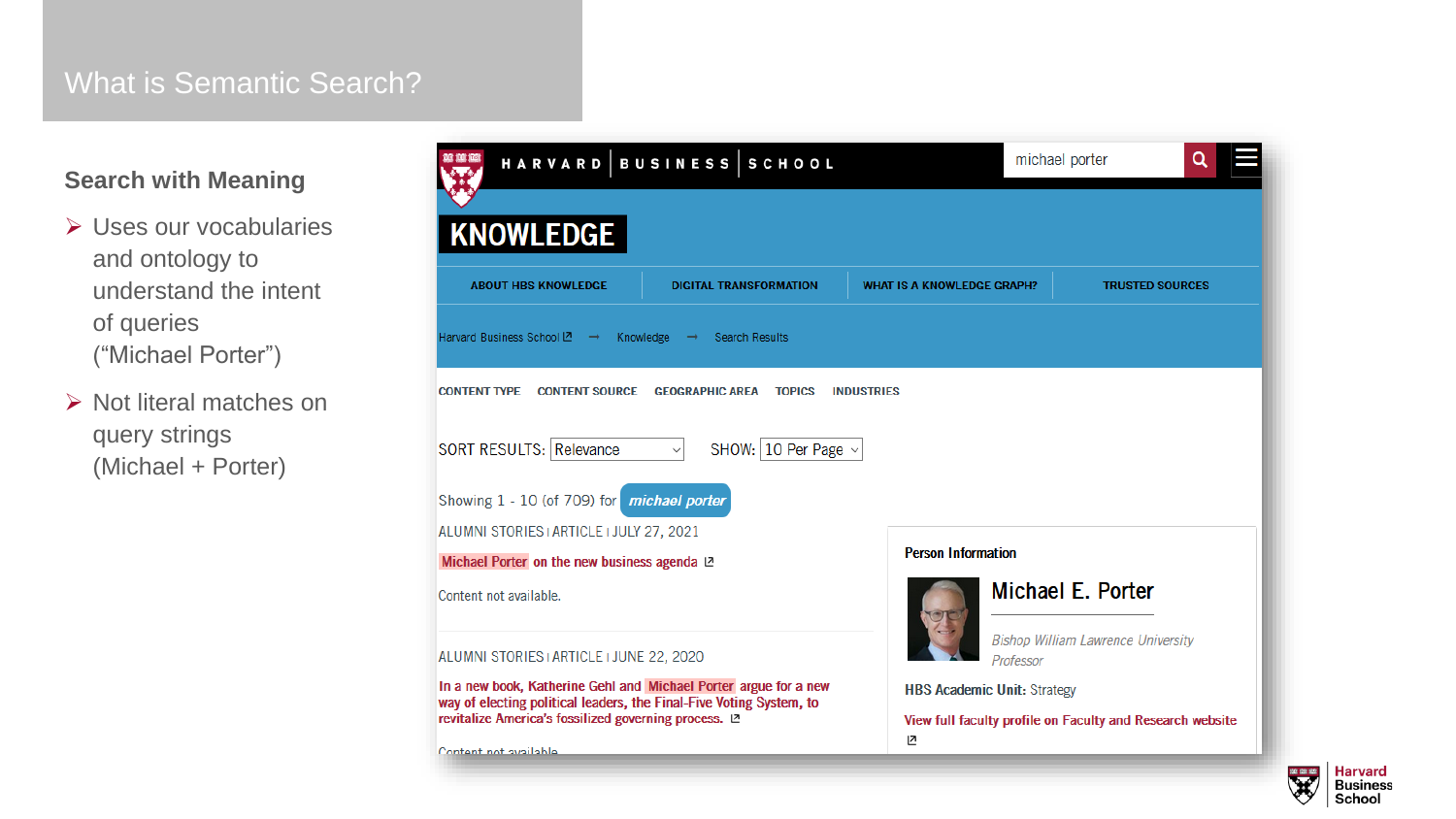# What is Semantic Search?

## Search with Meaning

- Uses our vocabularies and ontology to understand the intent of queries (“Michael Porter”)
- Not literal matches on query strings (Michael + Porter)

HARVARD | BUSINESS | SCHOOL

michael porter

KNOWLEDGE

ABOUT HBS KNOWLEDGE | DIGITAL TRANSFORMATION | WHAT IS A KNOWLEDGE GRAPH? | TRUSTED SOURCES

Harvard Business School → Knowledge → Search Results

CONTENT TYPE | CONTENT SOURCE | GEOGRAPHIC AREA | TOPICS | INDUSTRIES

SORT RESULTS: Relevance SHOW: 10 Per Page

Showing 1 - 10 (of 709) for *michael porter*

ALUMNI STORIES | ARTICLE | JULY 27, 2021

Michael Porter on the new business agenda

Content not available.

ALUMNI STORIES | ARTICLE | JUNE 22, 2020

In a new book, Katherine Gehl and Michael Porter argue for a new way of electing political leaders, the Final-Five Voting System, to revitalize America's fossilized governing process.

Content not available.

**Person Information**

**Michael E. Porter**

*Bishop William Lawrence University Professor*

**HBS Academic Unit:** Strategy

View full faculty profile on Faculty and Research website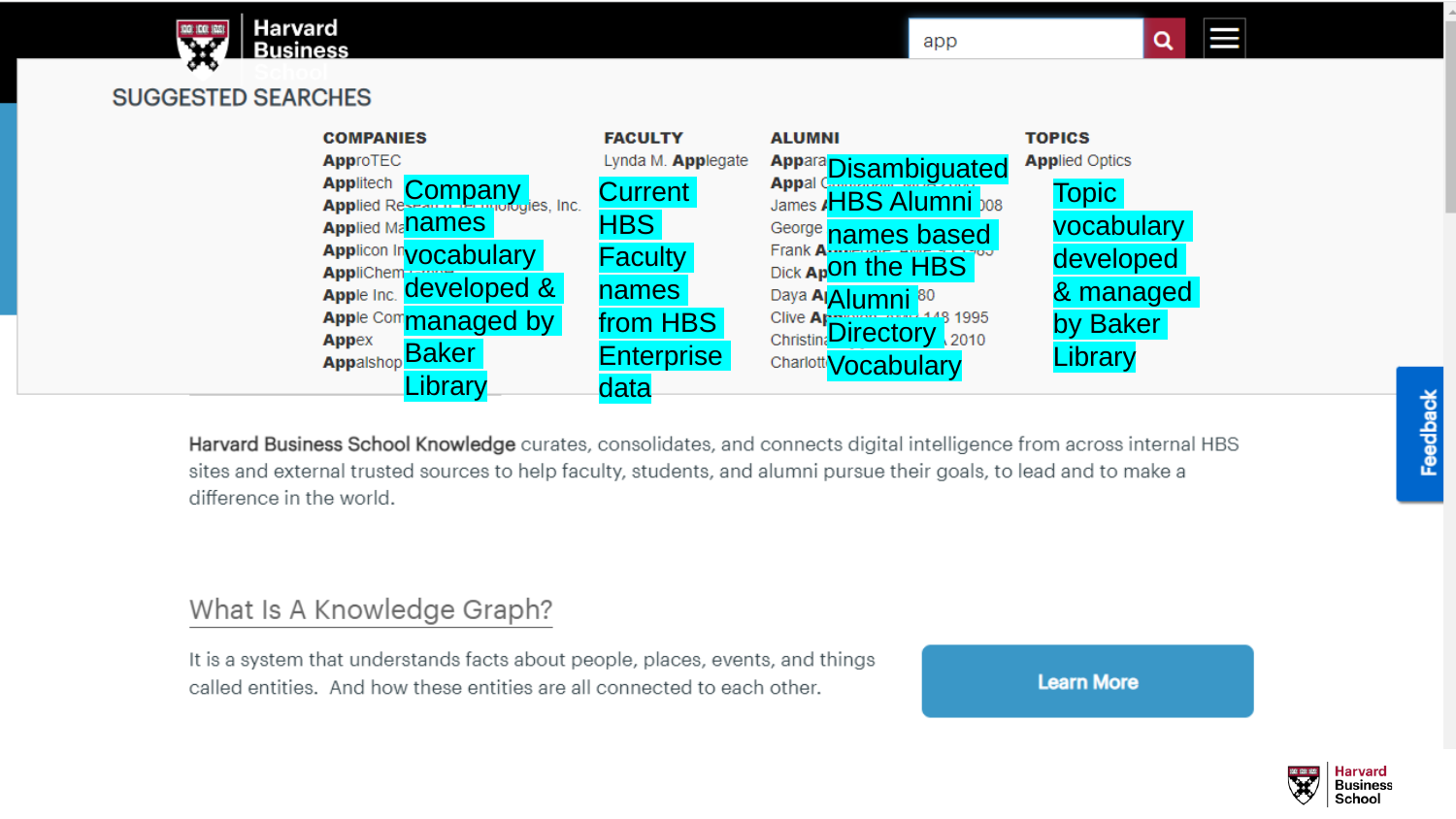Harvard Business School

app

SUGGESTED SEARCHES

**COMPANIES**

**App**roTEC
**App**litech
**App**lied Re... ...ologies, Inc.
**App**lied Ma...
**App**licon In...
**App**liChem...
**App**le Inc.
**App**le Com...
**App**ex
**App**alshop

Company names vocabulary developed & managed by Baker Library

**FACULTY**

Lynda M. **App**legate

Current HBS Faculty names from HBS Enterprise data

**ALUMNI**

**App**ara...
**App**al ...
James A... ...008
George ...
Frank A...
Dick **Ap**...
Daya **A**... ...80
Clive **Ap**... ...148 1995
Christina... ...2010
Charlott...

Disambiguated HBS Alumni names based on the HBS Alumni Directory Vocabulary

**TOPICS**

**App**lied Optics

Topic vocabulary developed & managed by Baker Library

**Harvard Business School Knowledge** curates, consolidates, and connects digital intelligence from across internal HBS sites and external trusted sources to help faculty, students, and alumni pursue their goals, to lead and to make a difference in the world.

## What Is A Knowledge Graph?

It is a system that understands facts about people, places, events, and things called entities. And how these entities are all connected to each other.

Learn More

Feedback

Harvard Business School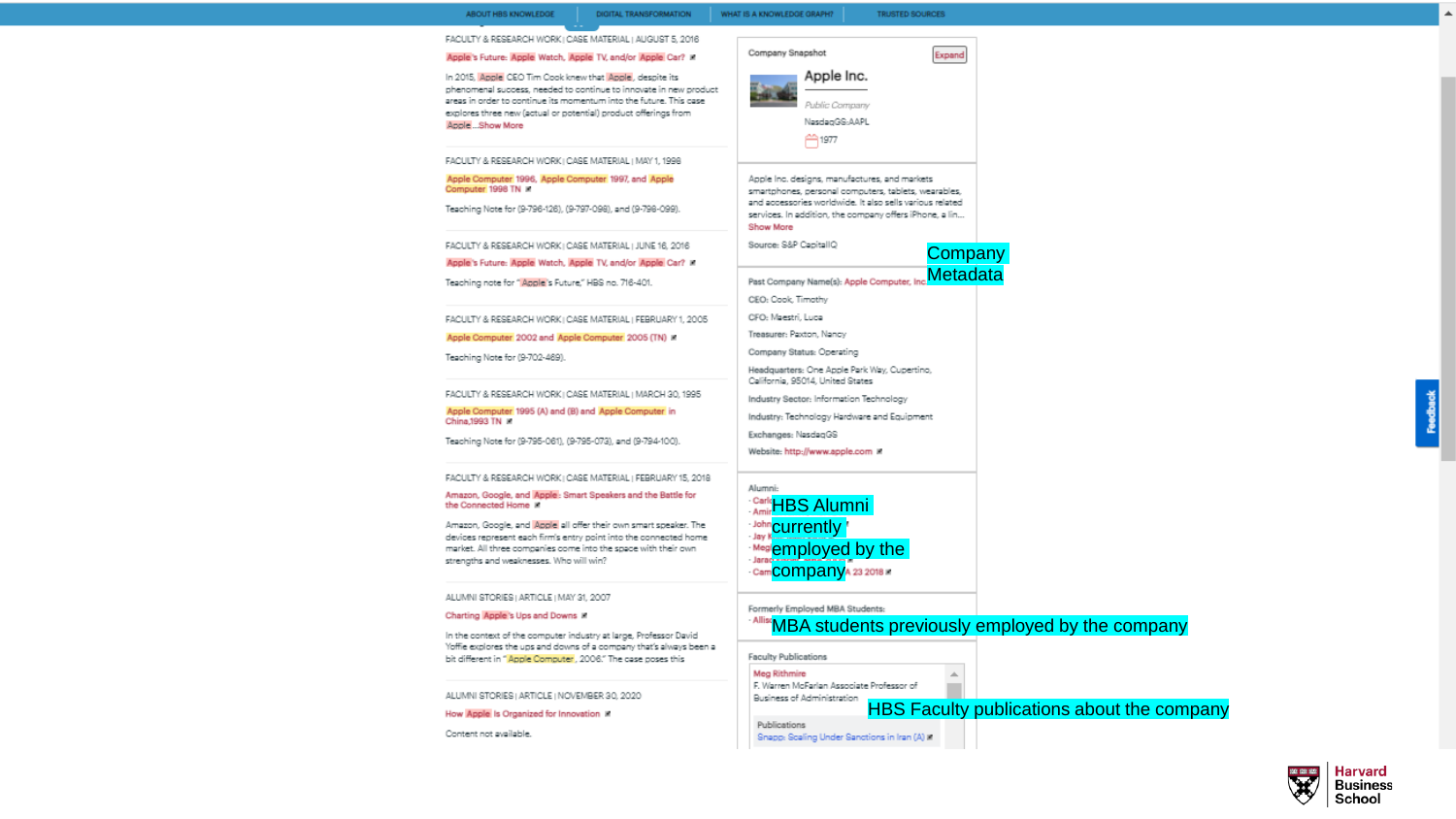ABOUT HBS KNOWLEDGE | DIGITAL TRANSFORMATION | WHAT IS A KNOWLEDGE GRAPH? | TRUSTED SOURCES

FACULTY & RESEARCH WORK | CASE MATERIAL | AUGUST 5, 2016

Apple's Future: Apple Watch, Apple TV, and/or Apple Car?

In 2015, Apple CEO Tim Cook knew that Apple, despite its phenomenal success, needed to continue to innovate in new product areas in order to continue its momentum into the future. This case explores three new (actual or potential) product offerings from Apple ...Show More

FACULTY & RESEARCH WORK | CASE MATERIAL | MAY 1, 1998

Apple Computer 1996, Apple Computer 1997, and Apple Computer 1998 TN

Teaching Note for (9-796-126), (9-797-098), and (9-798-099).

FACULTY & RESEARCH WORK | CASE MATERIAL | JUNE 16, 2016

Apple's Future: Apple Watch, Apple TV, and/or Apple Car?

Teaching note for "Apple's Future," HBS no. 716-401.

FACULTY & RESEARCH WORK | CASE MATERIAL | FEBRUARY 1, 2005

Apple Computer 2002 and Apple Computer 2005 (TN)

Teaching Note for (9-702-469).

FACULTY & RESEARCH WORK | CASE MATERIAL | MARCH 30, 1995

Apple Computer 1995 (A) and (B) and Apple Computer in China,1993 TN

Teaching Note for (9-795-061), (9-795-073), and (9-794-100).

FACULTY & RESEARCH WORK | CASE MATERIAL | FEBRUARY 15, 2018

Amazon, Google, and Apple: Smart Speakers and the Battle for the Connected Home

Amazon, Google, and Apple all offer their own smart speaker. The devices represent each firm's entry point into the connected home market. All three companies come into the space with their own strengths and weaknesses. Who will win?

ALUMNI STORIES | ARTICLE | MAY 31, 2007

Charting Apple's Ups and Downs

In the context of the computer industry at large, Professor David Yoffie explores the ups and downs of a company that's always been a bit different in "Apple Computer, 2006." The case poses this

ALUMNI STORIES | ARTICLE | NOVEMBER 30, 2020

How Apple Is Organized for Innovation

Content not available.

Company Snapshot | Expand

Apple Inc.

Public Company

NasdaqGS:AAPL

1977

Apple Inc. designs, manufactures, and markets smartphones, personal computers, tablets, wearables, and accessories worldwide. It also sells various related services. In addition, the company offers iPhone, a lin... Show More

Source: S&P CapitalIQ

Past Company Name(s): Apple Computer, Inc.

CEO: Cook, Timothy

CFO: Maestri, Luca

Treasurer: Paxton, Nancy

Company Status: Operating

Headquarters: One Apple Park Way, Cupertino, California, 95014, United States

Industry Sector: Information Technology

Industry: Technology Hardware and Equipment

Exchanges: NasdaqGS

Website: http://www.apple.com

Alumni:

Formerly Employed MBA Students:

Faculty Publications

Meg Rithmire
F. Warren McFarlan Associate Professor of Business of Administration

Publications
Snapp: Scaling Under Sanctions in Iran (A)

Company Metadata

HBS Alumni currently employed by the company

MBA students previously employed by the company

HBS Faculty publications about the company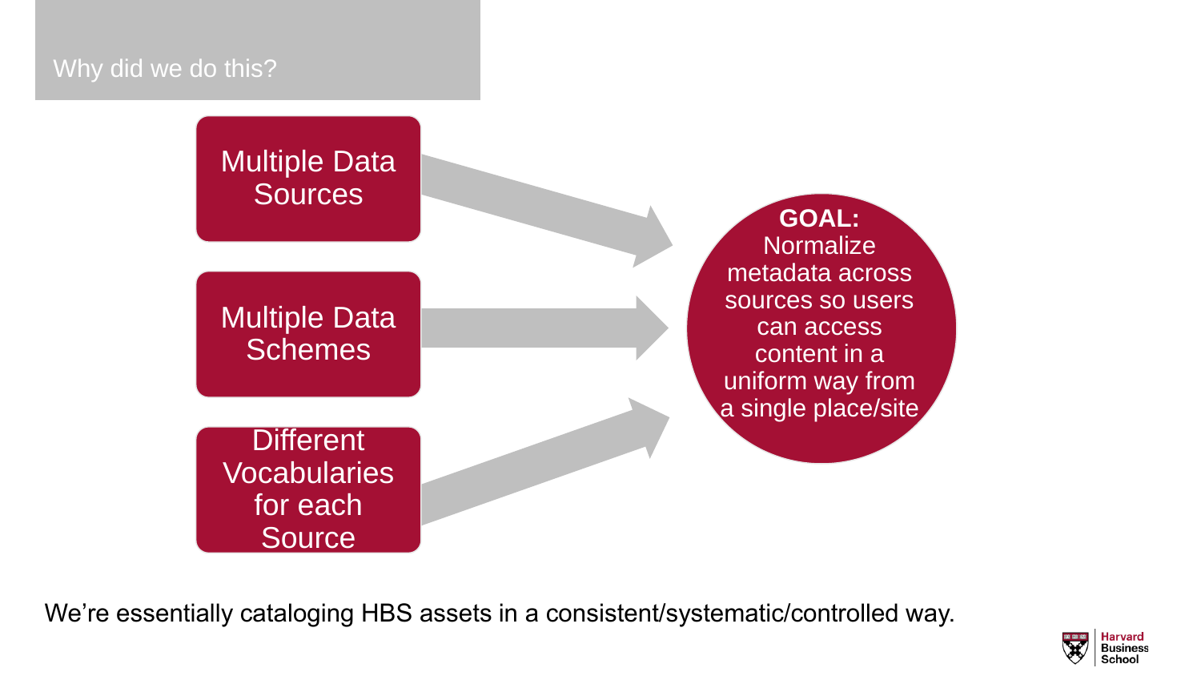## Why did we do this?

- Multiple Data Sources
- Multiple Data Schemes
- Different Vocabularies for each Source

**GOAL:** Normalize metadata across sources so users can access content in a uniform way from a single place/site

We're essentially cataloging HBS assets in a consistent/systematic/controlled way.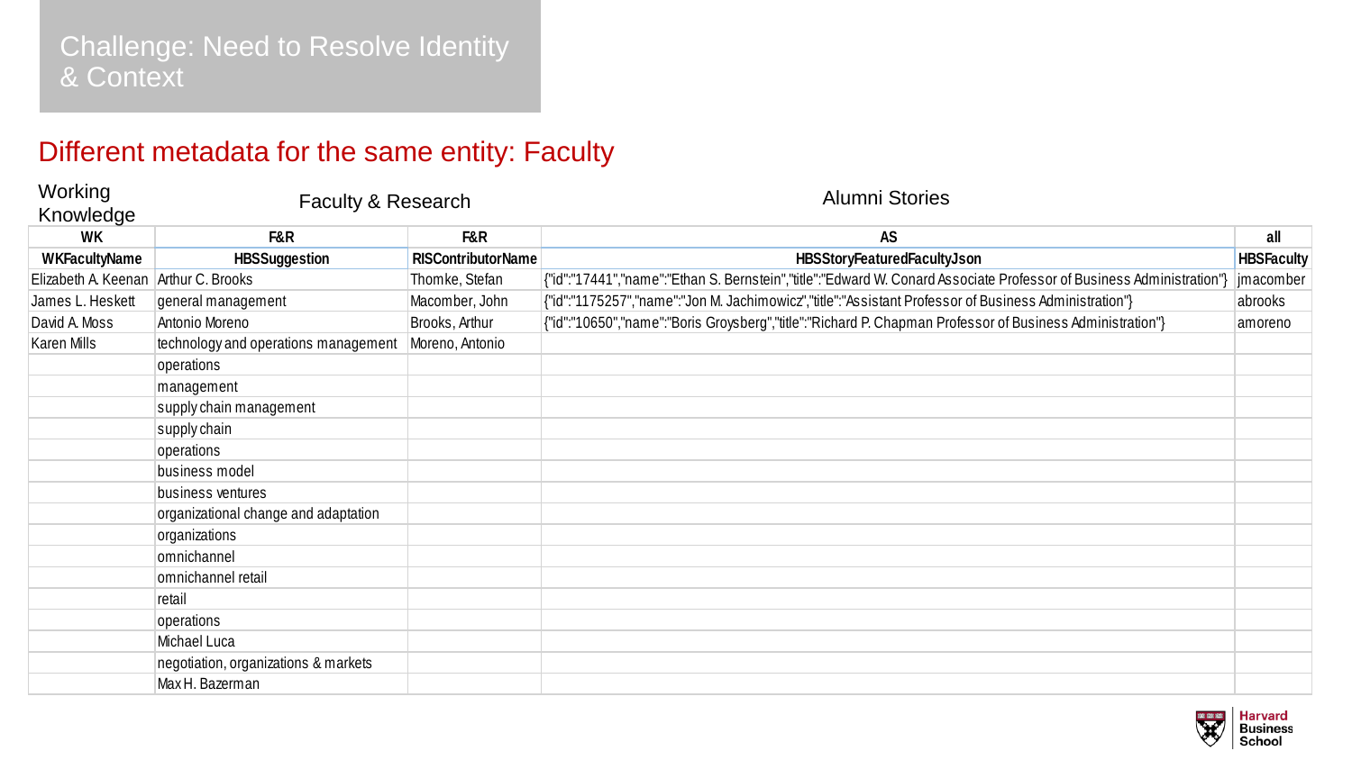# Challenge: Need to Resolve Identity & Context

## Different metadata for the same entity: Faculty

| Working Knowledge | Faculty & Research | | Alumni Stories | |
|---|---|---|---|---|
| WK | F&R | F&R | AS | all |
| WKFacultyName | HBSSuggestion | RISContributorName | HBSStoryFeaturedFacultyJson | HBSFaculty |
| Elizabeth A. Keenan | Arthur C. Brooks | Thomke, Stefan | {"id":"17441","name":"Ethan S. Bernstein","title":"Edward W. Conard Associate Professor of Business Administration"} | jmacomber |
| James L. Heskett | general management | Macomber, John | {"id":"1175257","name":"Jon M. Jachimowicz","title":"Assistant Professor of Business Administration"} | abrooks |
| David A. Moss | Antonio Moreno | Brooks, Arthur | {"id":"10650","name":"Boris Groysberg","title":"Richard P. Chapman Professor of Business Administration"} | amoreno |
| Karen Mills | technology and operations management | Moreno, Antonio | | |
| | operations | | | |
| | management | | | |
| | supply chain management | | | |
| | supply chain | | | |
| | operations | | | |
| | business model | | | |
| | business ventures | | | |
| | organizational change and adaptation | | | |
| | organizations | | | |
| | omnichannel | | | |
| | omnichannel retail | | | |
| | retail | | | |
| | operations | | | |
| | Michael Luca | | | |
| | negotiation, organizations & markets | | | |
| | Max H. Bazerman | | | |

Harvard Business School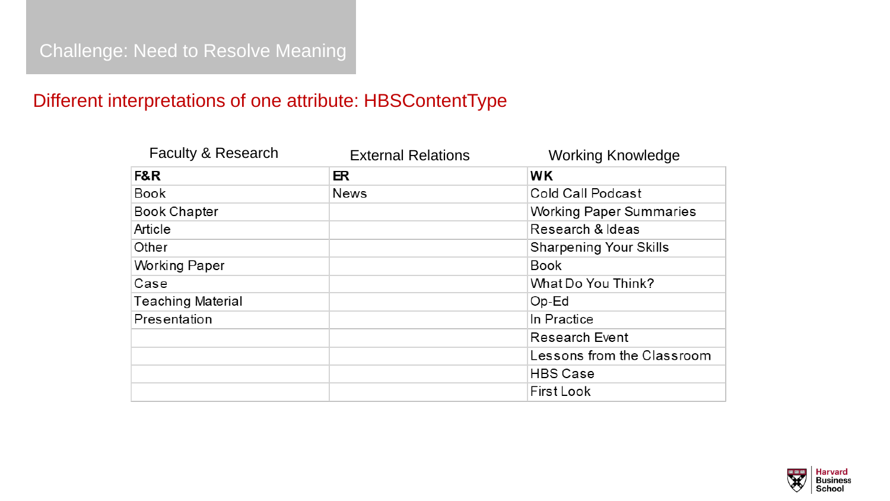# Challenge: Need to Resolve Meaning

## Different interpretations of one attribute: HBSContentType

| Faculty & Research | External Relations | Working Knowledge |
|---|---|---|
| **F&R** | **ER** | **WK** |
| Book | News | Cold Call Podcast |
| Book Chapter | | Working Paper Summaries |
| Article | | Research & Ideas |
| Other | | Sharpening Your Skills |
| Working Paper | | Book |
| Case | | What Do You Think? |
| Teaching Material | | Op-Ed |
| Presentation | | In Practice |
| | | Research Event |
| | | Lessons from the Classroom |
| | | HBS Case |
| | | First Look |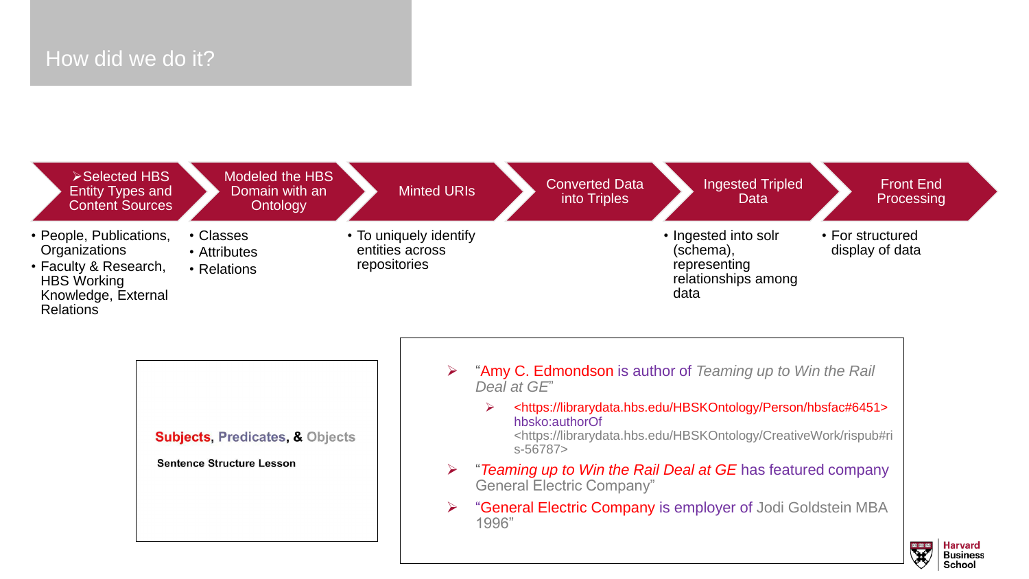# How did we do it?

| ➢Selected HBS Entity Types and Content Sources | Modeled the HBS Domain with an Ontology | Minted URIs | Converted Data into Triples | Ingested Tripled Data | Front End Processing |
|---|---|---|---|---|---|
| • People, Publications, Organizations<br>• Faculty & Research, HBS Working Knowledge, External Relations | • Classes<br>• Attributes<br>• Relations | • To uniquely identify entities across repositories | | • Ingested into solr (schema), representing relationships among data | • For structured display of data |

**Subjects**, **Predicates**, & **Objects**

**Sentence Structure Lesson**

- "Amy C. Edmondson is author of *Teaming up to Win the Rail Deal at GE*"
  - <https://librarydata.hbs.edu/HBSKOntology/Person/hbsfac#6451> hbsko:authorOf <https://librarydata.hbs.edu/HBSKOntology/CreativeWork/rispub#ris-56787>
- "*Teaming up to Win the Rail Deal at GE* has featured company General Electric Company"
- "General Electric Company is employer of Jodi Goldstein MBA 1996"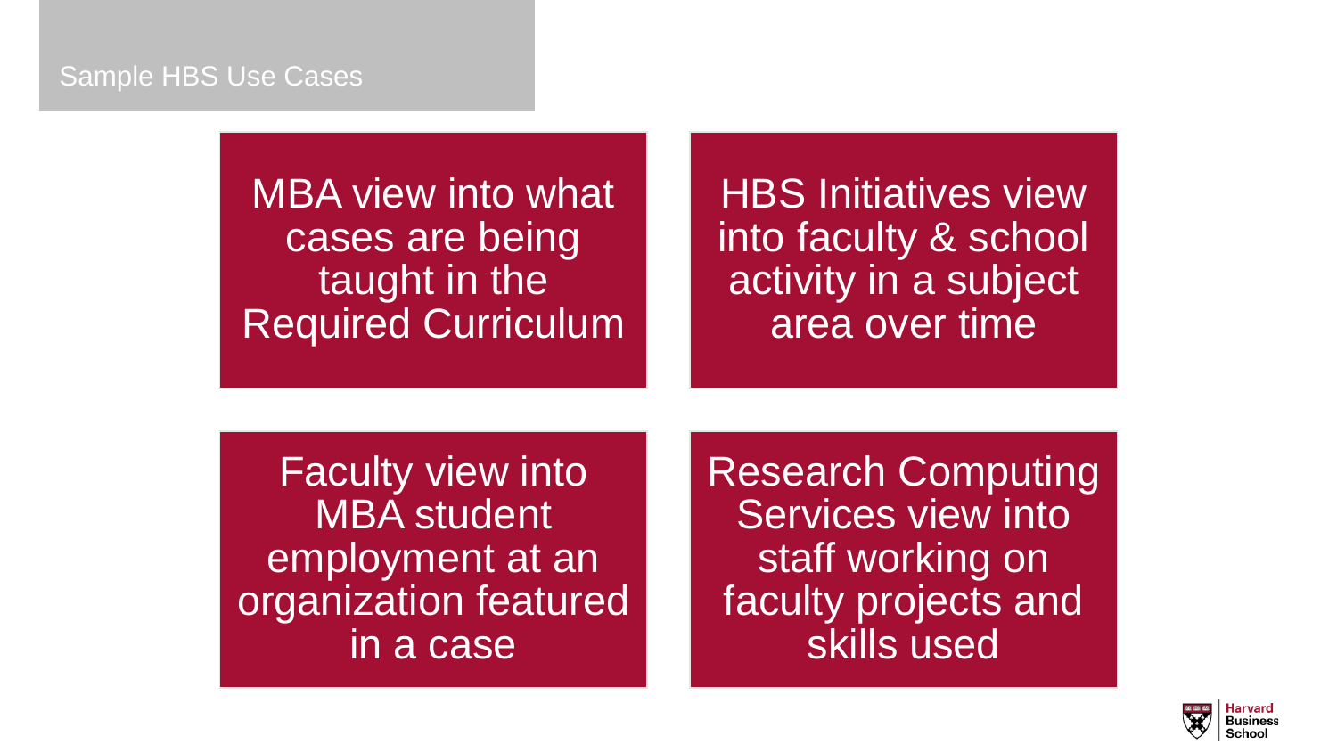## Sample HBS Use Cases

- MBA view into what cases are being taught in the Required Curriculum
- HBS Initiatives view into faculty & school activity in a subject area over time
- Faculty view into MBA student employment at an organization featured in a case
- Research Computing Services view into staff working on faculty projects and skills used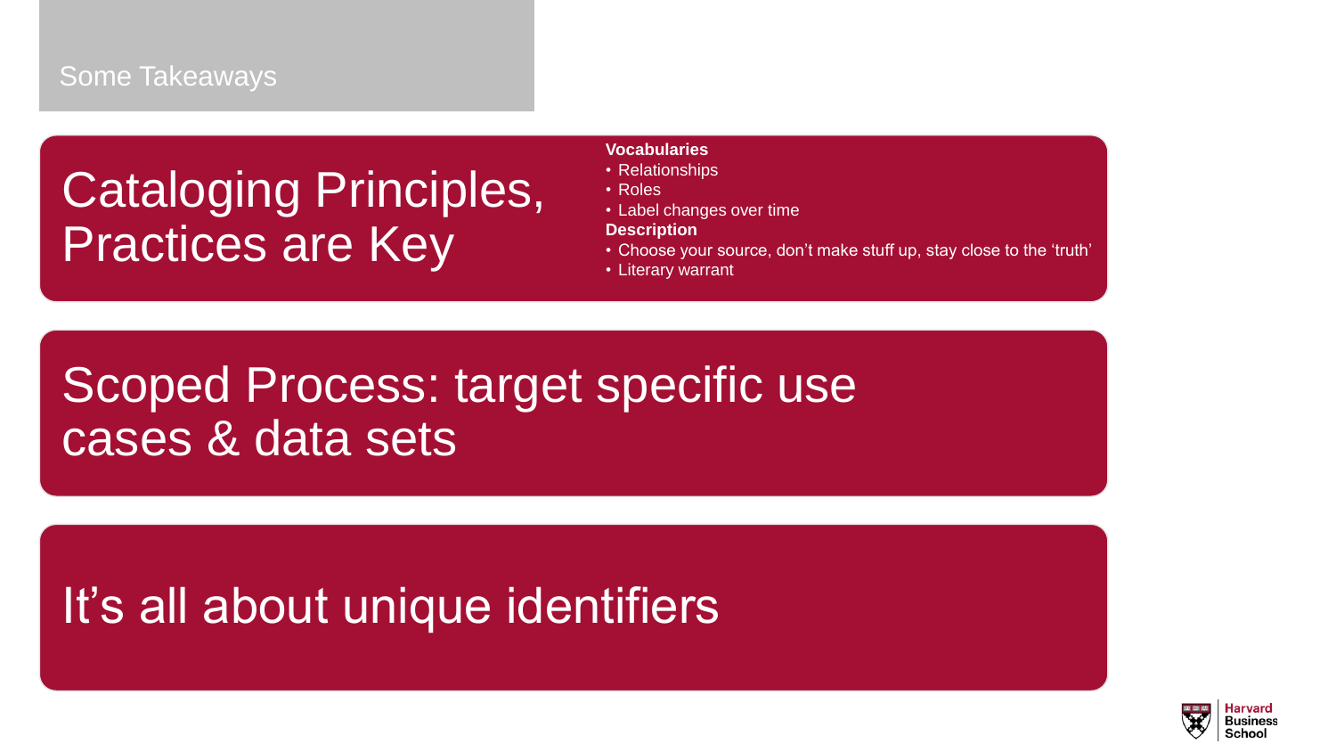# Some Takeaways

## Cataloging Principles, Practices are Key

**Vocabularies**

- Relationships
- Roles
- Label changes over time

**Description**

- Choose your source, don't make stuff up, stay close to the 'truth'
- Literary warrant

## Scoped Process: target specific use cases & data sets

## It's all about unique identifiers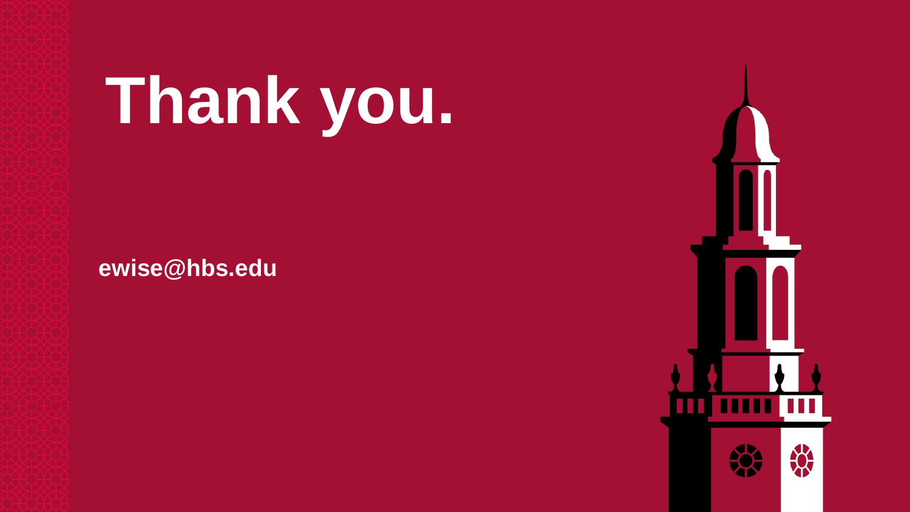# Thank you.

**ewise@hbs.edu**